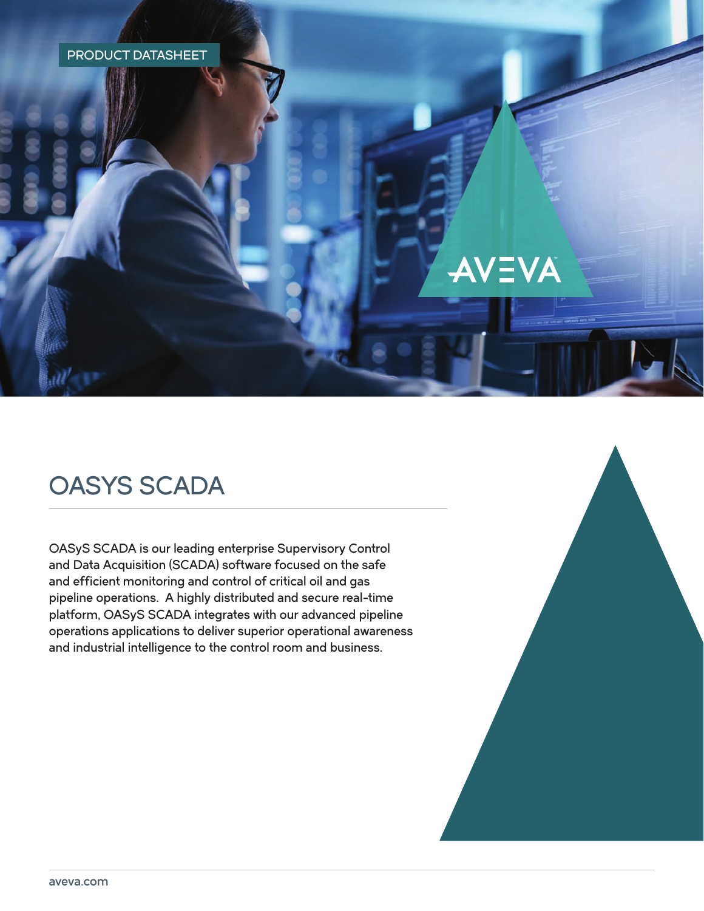PRODUCT DATASHEET

# OASYS SCADA

OASyS SCADA is our leading enterprise Supervisory Control and Data Acquisition (SCADA) software focused on the safe and efficient monitoring and control of critical oil and gas pipeline operations. A highly distributed and secure real-time platform, OASyS SCADA integrates with our advanced pipeline operations applications to deliver superior operational awareness and industrial intelligence to the control room and business.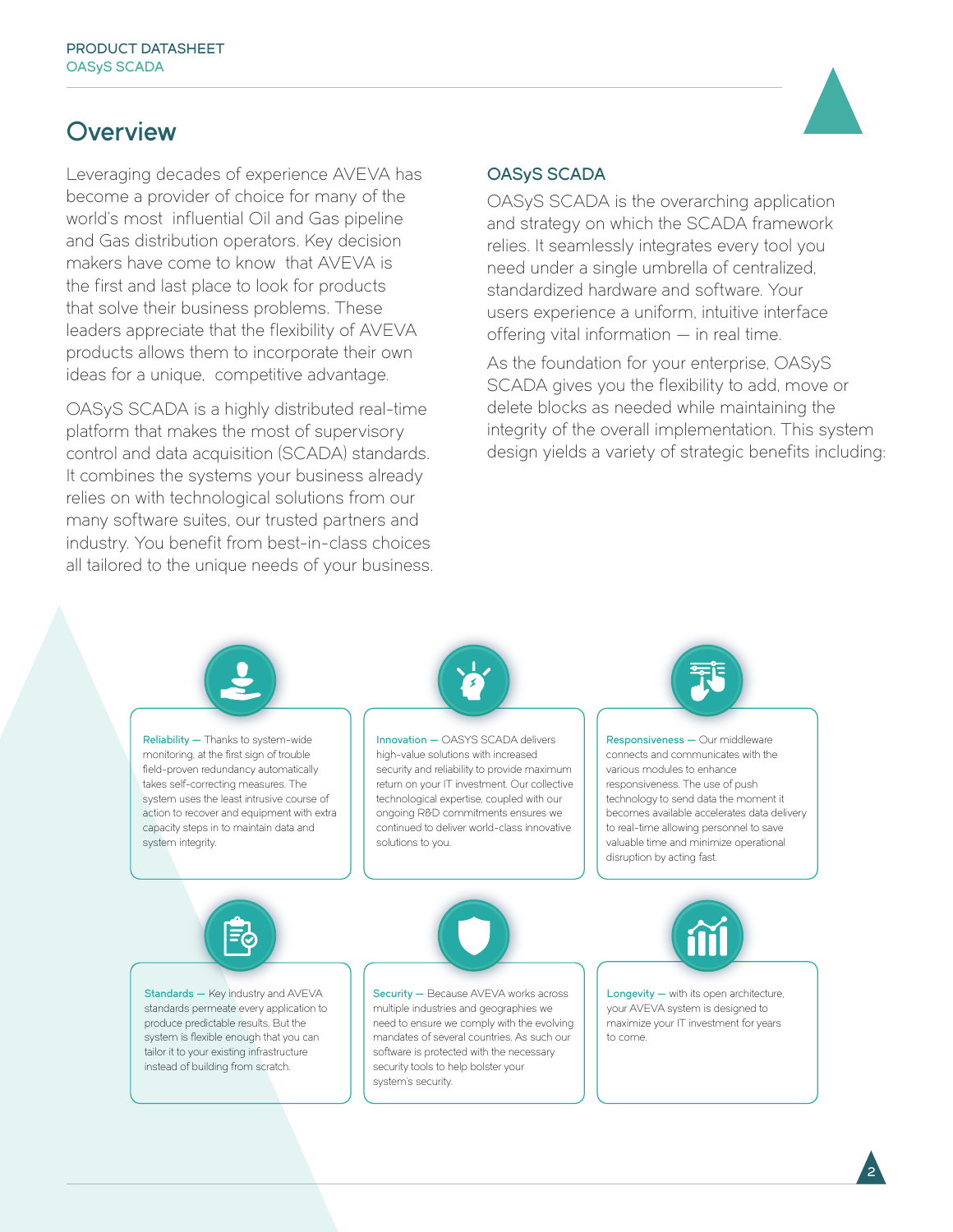## Overview

Leveraging decades of experience AVEVA has become a provider of choice for many of the world's most influential Oil and Gas pipeline and Gas distribution operators. Key decision makers have come to know that AVEVA is the first and last place to look for products that solve their business problems. These leaders appreciate that the flexibility of AVEVA products allows them to incorporate their own ideas for a unique, competitive advantage.

OASyS SCADA is a highly distributed real-time platform that makes the most of supervisory control and data acquisition (SCADA) standards. It combines the systems your business already relies on with technological solutions from our many software suites, our trusted partners and industry. You benefit from best-in-class choices all tailored to the unique needs of your business.

### OASyS SCADA

OASyS SCADA is the overarching application and strategy on which the SCADA framework relies. It seamlessly integrates every tool you need under a single umbrella of centralized, standardized hardware and software. Your users experience a uniform, intuitive interface offering vital information — in real time.

As the foundation for your enterprise, OASyS SCADA gives you the flexibility to add, move or delete blocks as needed while maintaining the integrity of the overall implementation. This system design yields a variety of strategic benefits including:

**Reliability —** Thanks to system-wide monitoring, at the first sign of trouble field-proven redundancy automatically takes self-correcting measures. The system uses the least intrusive course of action to recover and equipment with extra capacity steps in to maintain data and system integrity.

**Innovation —** OASYS SCADA delivers high-value solutions with increased security and reliability to provide maximum return on your IT investment. Our collective technological expertise, coupled with our ongoing R&D commitments ensures we continued to deliver world-class innovative solutions to you.

**Responsiveness —** Our middleware connects and communicates with the various modules to enhance responsiveness. The use of push technology to send data the moment it becomes available accelerates data delivery to real-time allowing personnel to save valuable time and minimize operational disruption by acting fast.

**Standards —** Key industry and AVEVA standards permeate every application to produce predictable results. But the system is flexible enough that you can tailor it to your existing infrastructure instead of building from scratch.

**Security —** Because AVEVA works across multiple industries and geographies we need to ensure we comply with the evolving mandates of several countries. As such our software is protected with the necessary security tools to help bolster your system's security.

**Longevity —** with its open architecture, your AVEVA system is designed to maximize your IT investment for years to come.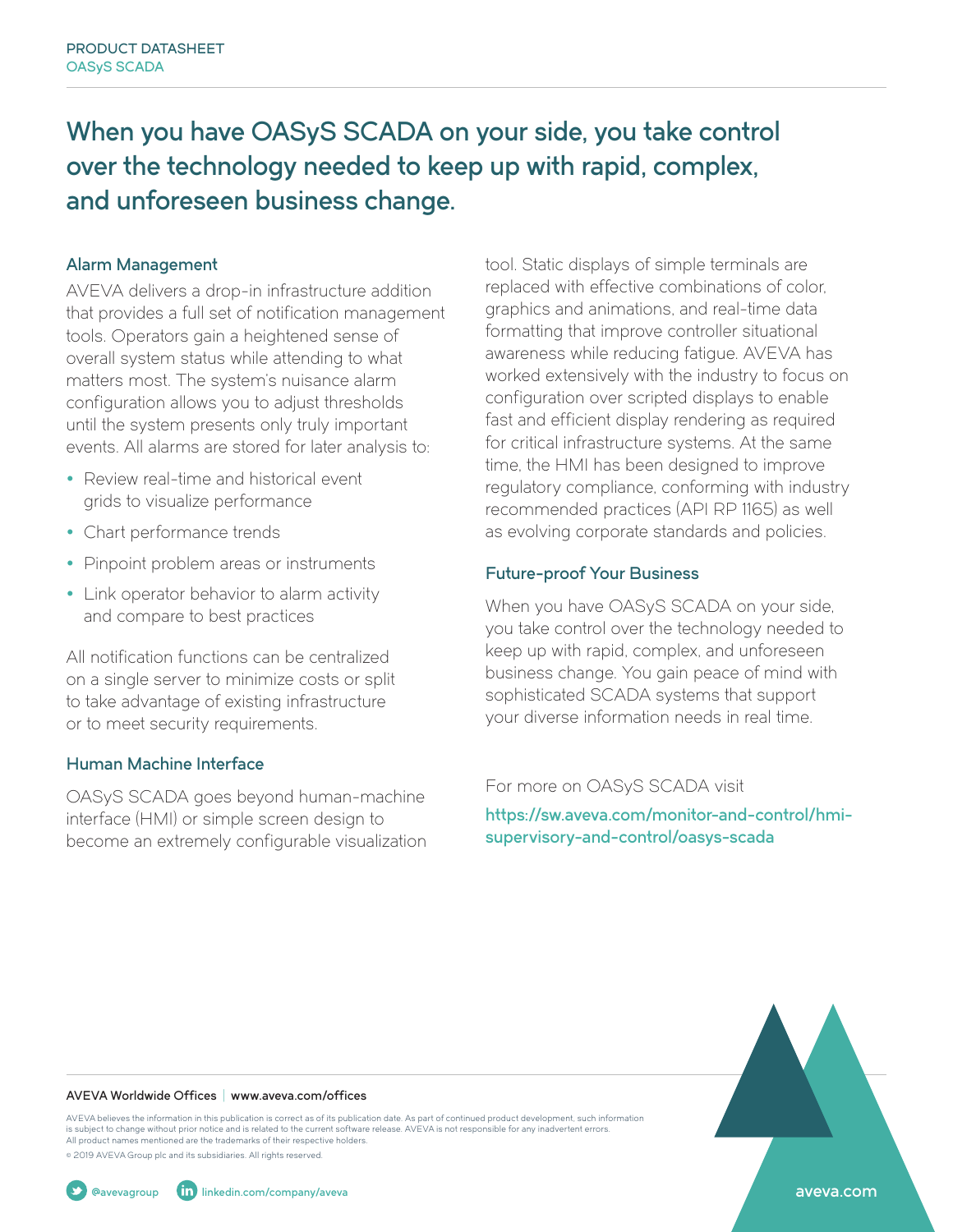# When you have OASyS SCADA on your side, you take control over the technology needed to keep up with rapid, complex, and unforeseen business change.

### Alarm Management

AVEVA delivers a drop-in infrastructure addition that provides a full set of notification management tools. Operators gain a heightened sense of overall system status while attending to what matters most. The system's nuisance alarm configuration allows you to adjust thresholds until the system presents only truly important events. All alarms are stored for later analysis to:

- Review real-time and historical event grids to visualize performance
- Chart performance trends
- Pinpoint problem areas or instruments
- Link operator behavior to alarm activity and compare to best practices

All notification functions can be centralized on a single server to minimize costs or split to take advantage of existing infrastructure or to meet security requirements.

### Human Machine Interface

OASyS SCADA goes beyond human-machine interface (HMI) or simple screen design to become an extremely configurable visualization tool. Static displays of simple terminals are replaced with effective combinations of color, graphics and animations, and real-time data formatting that improve controller situational awareness while reducing fatigue. AVEVA has worked extensively with the industry to focus on configuration over scripted displays to enable fast and efficient display rendering as required for critical infrastructure systems. At the same time, the HMI has been designed to improve regulatory compliance, conforming with industry recommended practices (API RP 1165) as well as evolving corporate standards and policies.

### Future-proof Your Business

When you have OASyS SCADA on your side, you take control over the technology needed to keep up with rapid, complex, and unforeseen business change. You gain peace of mind with sophisticated SCADA systems that support your diverse information needs in real time.

For more on OASyS SCADA visit

https://sw.aveva.com/monitor-and-control/hmi-supervisory-and-control/oasys-scada

**AVEVA Worldwide Offices** | www.aveva.com/offices

AVEVA believes the information in this publication is correct as of its publication date. As part of continued product development, such information is subject to change without prior notice and is related to the current software release. AVEVA is not responsible for any inadvertent errors. All product names mentioned are the trademarks of their respective holders.

© 2019 AVEVA Group plc and its subsidiaries. All rights reserved.

@avevagroup linkedin.com/company/aveva

aveva.com